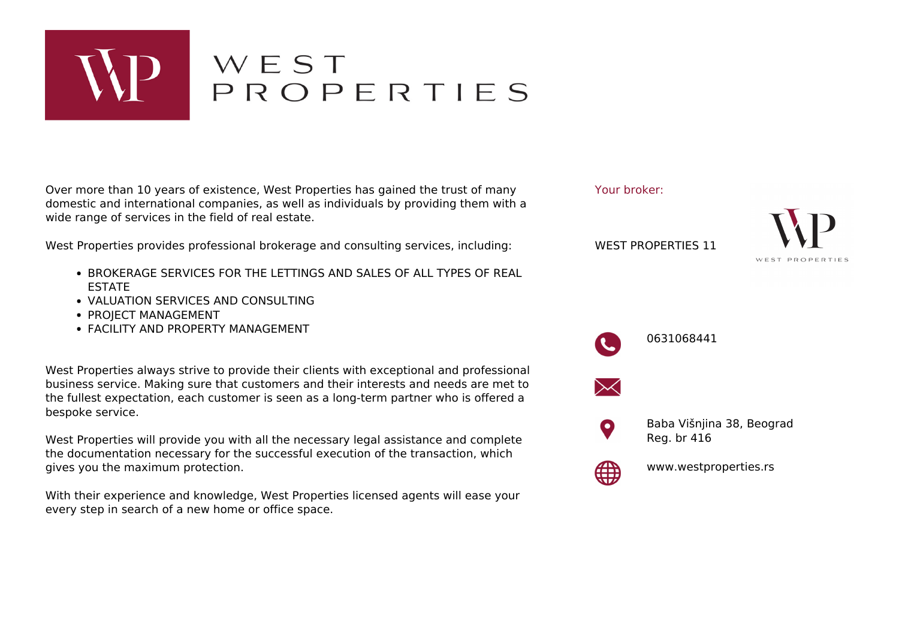# WEST PROPERTIES

Over more than 10 years of existence, West Properties has gained the trust of many domestic and international companies, as well as individuals by providing them with a wide range of services in the field of real estate.

West Properties provides professional brokerage and consulting services, including:

- BROKERAGE SERVICES FOR THE LETTINGS AND SALES OF ALL TYPES OF REAL ESTATE
- VALUATION SERVICES AND CONSULTING
- PROJECT MANAGEMENT
- FACILITY AND PROPERTY MANAGEMENT

West Properties always strive to provide their clients with exceptional and professional business service. Making sure that customers and their interests and needs are met to the fullest expectation, each customer is seen as a long-term partner who is offered a bespoke service.

West Properties will provide you with all the necessary legal assistance and complete the documentation necessary for the successful execution of the transaction, which gives you the maximum protection.

With their experience and knowledge, West Properties licensed agents will ease your every step in search of a new home or office space.

Your broker:

WEST PROPERTIES 11

0631068441

Baba Višnjina 38, Beograd
Reg. br 416

www.westproperties.rs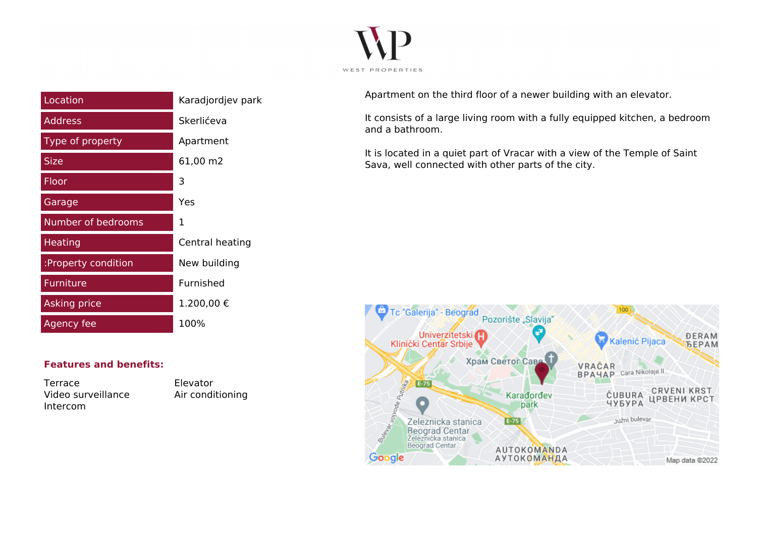| Location | Karadjordjev park |
| --- | --- |
| Address | Skerlićeva |
| Type of property | Apartment |
| Size | 61,00 m2 |
| Floor | 3 |
| Garage | Yes |
| Number of bedrooms | 1 |
| Heating | Central heating |
| :Property condition | New building |
| Furniture | Furnished |
| Asking price | 1.200,00 € |
| Agency fee | 100% |

**Features and benefits:**

- Terrace
- Video surveillance
- Intercom
- Elevator
- Air conditioning

Apartment on the third floor of a newer building with an elevator.

It consists of a large living room with a fully equipped kitchen, a bedroom and a bathroom.

It is located in a quiet part of Vracar with a view of the Temple of Saint Sava, well connected with other parts of the city.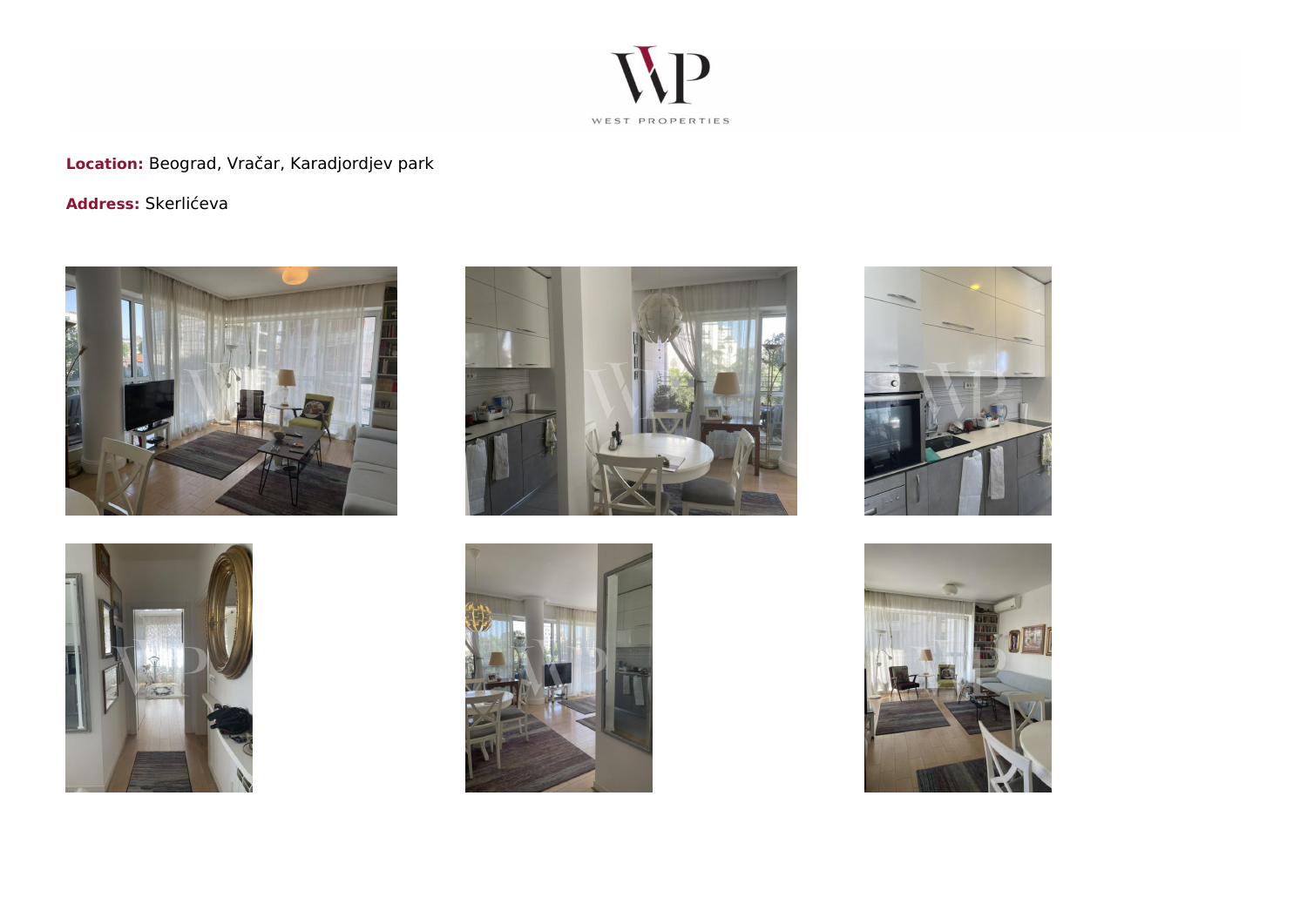**Location:** Beograd, Vračar, Karadjordjev park

**Address:** Skerlićeva